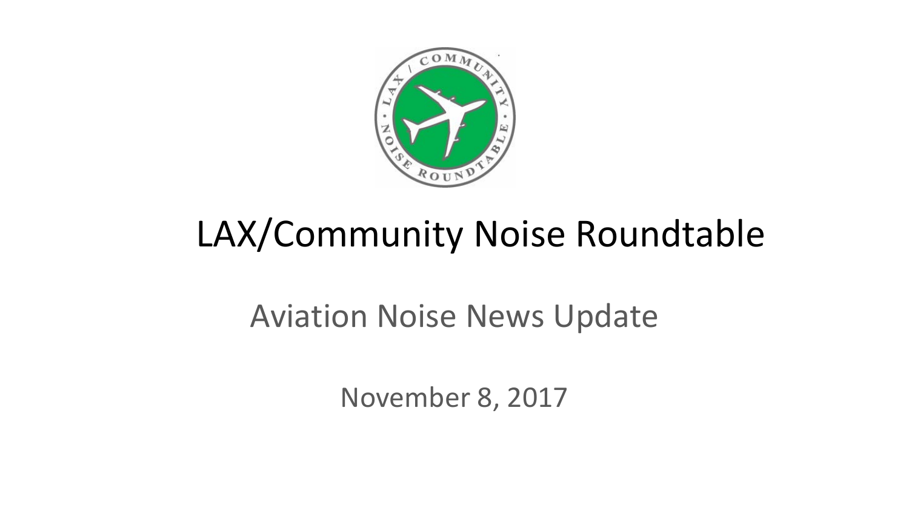# LAX/Community Noise Roundtable

## Aviation Noise News Update

November 8, 2017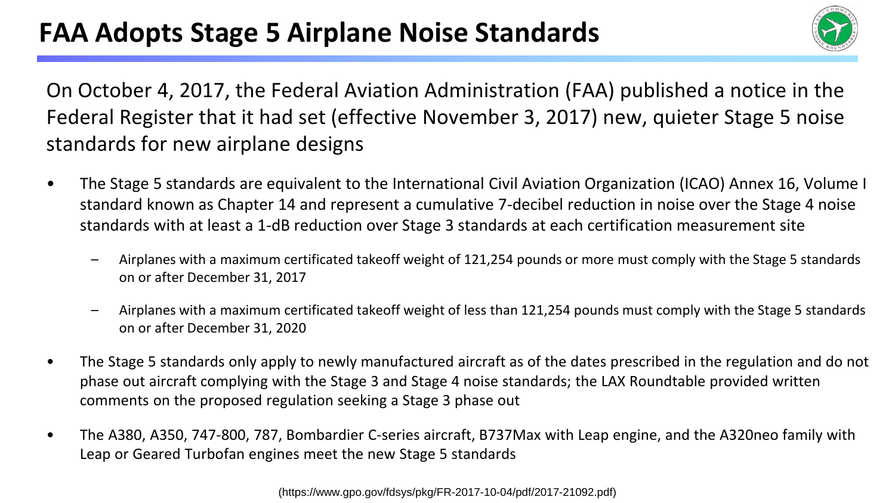# FAA Adopts Stage 5 Airplane Noise Standards

On October 4, 2017, the Federal Aviation Administration (FAA) published a notice in the Federal Register that it had set (effective November 3, 2017) new, quieter Stage 5 noise standards for new airplane designs

- The Stage 5 standards are equivalent to the International Civil Aviation Organization (ICAO) Annex 16, Volume I standard known as Chapter 14 and represent a cumulative 7-decibel reduction in noise over the Stage 4 noise standards with at least a 1-dB reduction over Stage 3 standards at each certification measurement site
  - Airplanes with a maximum certificated takeoff weight of 121,254 pounds or more must comply with the Stage 5 standards on or after December 31, 2017
  - Airplanes with a maximum certificated takeoff weight of less than 121,254 pounds must comply with the Stage 5 standards on or after December 31, 2020
- The Stage 5 standards only apply to newly manufactured aircraft as of the dates prescribed in the regulation and do not phase out aircraft complying with the Stage 3 and Stage 4 noise standards; the LAX Roundtable provided written comments on the proposed regulation seeking a Stage 3 phase out
- The A380, A350, 747-800, 787, Bombardier C-series aircraft, B737Max with Leap engine, and the A320neo family with Leap or Geared Turbofan engines meet the new Stage 5 standards

(https://www.gpo.gov/fdsys/pkg/FR-2017-10-04/pdf/2017-21092.pdf)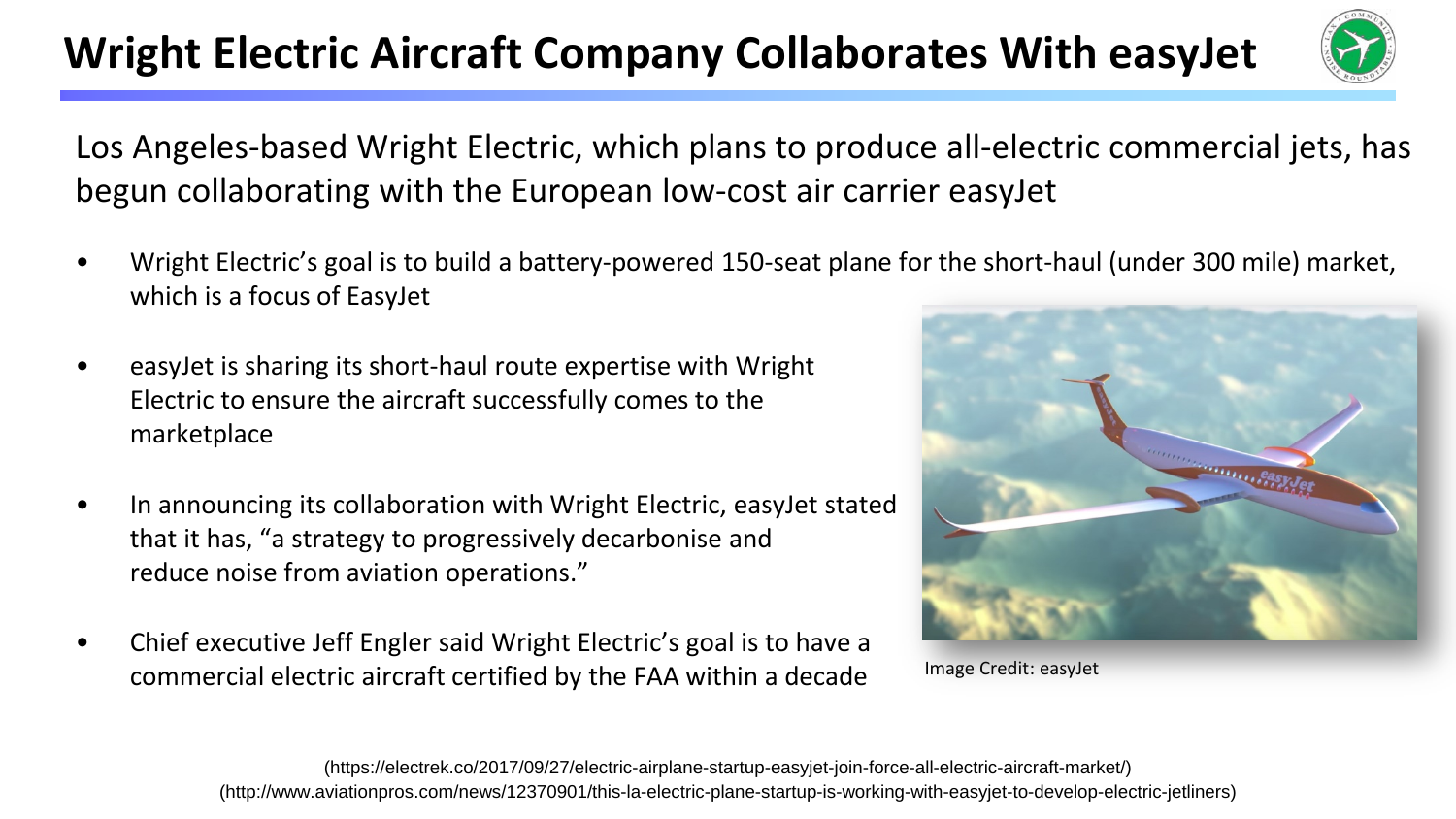# Wright Electric Aircraft Company Collaborates With easyJet

Los Angeles-based Wright Electric, which plans to produce all-electric commercial jets, has begun collaborating with the European low-cost air carrier easyJet

- Wright Electric's goal is to build a battery-powered 150-seat plane for the short-haul (under 300 mile) market, which is a focus of EasyJet
- easyJet is sharing its short-haul route expertise with Wright Electric to ensure the aircraft successfully comes to the marketplace
- In announcing its collaboration with Wright Electric, easyJet stated that it has, "a strategy to progressively decarbonise and reduce noise from aviation operations."
- Chief executive Jeff Engler said Wright Electric's goal is to have a commercial electric aircraft certified by the FAA within a decade

Image Credit: easyJet

(https://electrek.co/2017/09/27/electric-airplane-startup-easyjet-join-force-all-electric-aircraft-market/)
(http://www.aviationpros.com/news/12370901/this-la-electric-plane-startup-is-working-with-easyjet-to-develop-electric-jetliners)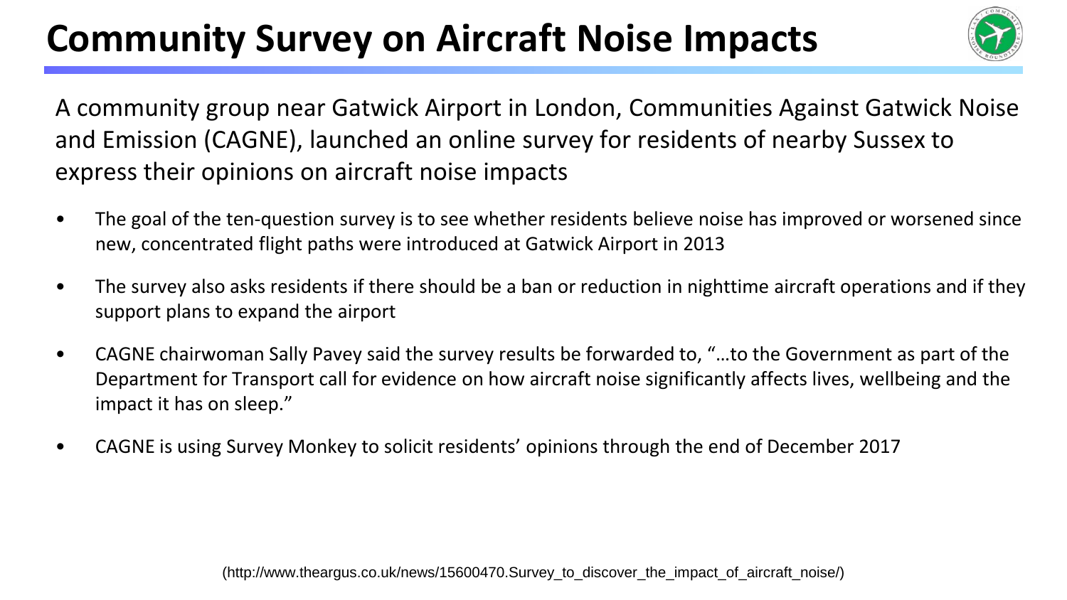# Community Survey on Aircraft Noise Impacts

A community group near Gatwick Airport in London, Communities Against Gatwick Noise and Emission (CAGNE), launched an online survey for residents of nearby Sussex to express their opinions on aircraft noise impacts

- The goal of the ten-question survey is to see whether residents believe noise has improved or worsened since new, concentrated flight paths were introduced at Gatwick Airport in 2013
- The survey also asks residents if there should be a ban or reduction in nighttime aircraft operations and if they support plans to expand the airport
- CAGNE chairwoman Sally Pavey said the survey results be forwarded to, "…to the Government as part of the Department for Transport call for evidence on how aircraft noise significantly affects lives, wellbeing and the impact it has on sleep."
- CAGNE is using Survey Monkey to solicit residents' opinions through the end of December 2017

(http://www.theargus.co.uk/news/15600470.Survey_to_discover_the_impact_of_aircraft_noise/)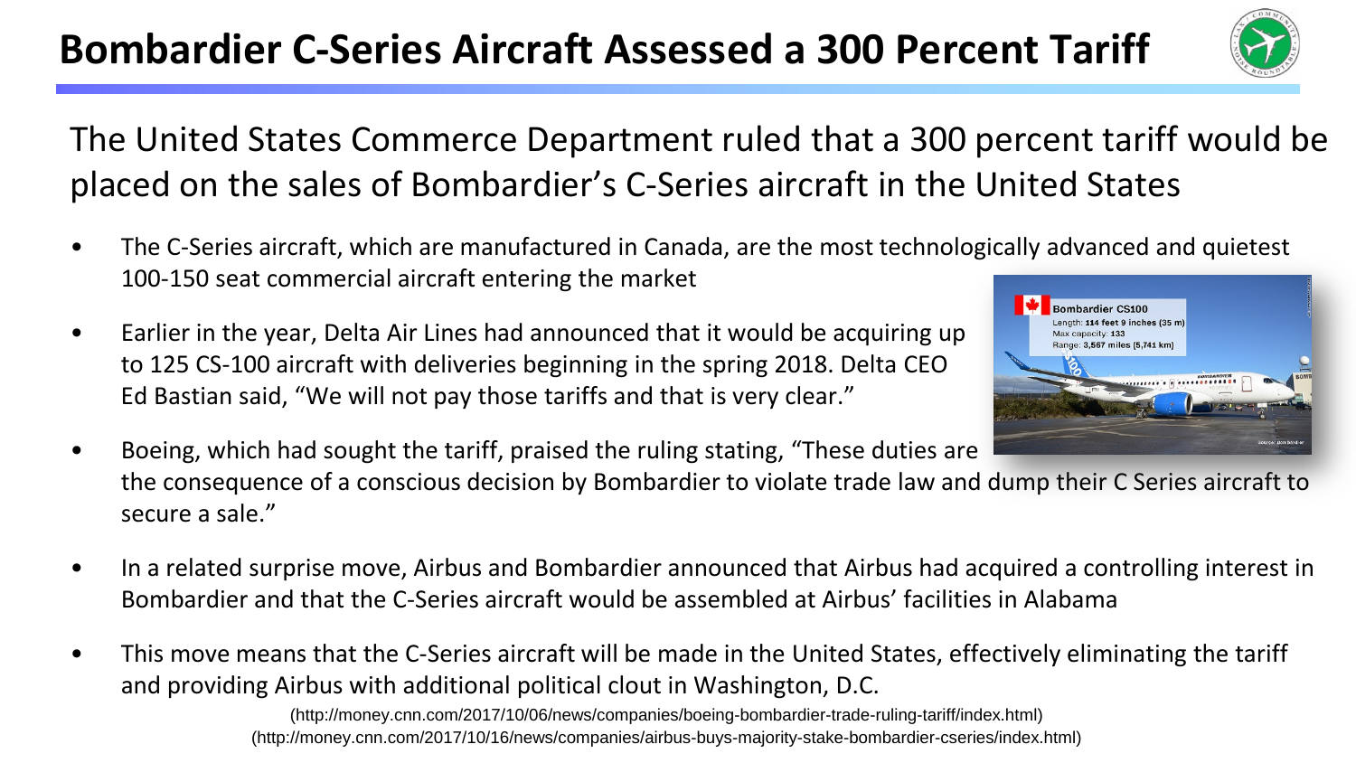# Bombardier C-Series Aircraft Assessed a 300 Percent Tariff

The United States Commerce Department ruled that a 300 percent tariff would be placed on the sales of Bombardier's C-Series aircraft in the United States

- The C-Series aircraft, which are manufactured in Canada, are the most technologically advanced and quietest 100-150 seat commercial aircraft entering the market
- Earlier in the year, Delta Air Lines had announced that it would be acquiring up to 125 CS-100 aircraft with deliveries beginning in the spring 2018. Delta CEO Ed Bastian said, "We will not pay those tariffs and that is very clear."
- Boeing, which had sought the tariff, praised the ruling stating, "These duties are the consequence of a conscious decision by Bombardier to violate trade law and dump their C Series aircraft to secure a sale."
- In a related surprise move, Airbus and Bombardier announced that Airbus had acquired a controlling interest in Bombardier and that the C-Series aircraft would be assembled at Airbus' facilities in Alabama
- This move means that the C-Series aircraft will be made in the United States, effectively eliminating the tariff and providing Airbus with additional political clout in Washington, D.C.

(http://money.cnn.com/2017/10/06/news/companies/boeing-bombardier-trade-ruling-tariff/index.html)
(http://money.cnn.com/2017/10/16/news/companies/airbus-buys-majority-stake-bombardier-cseries/index.html)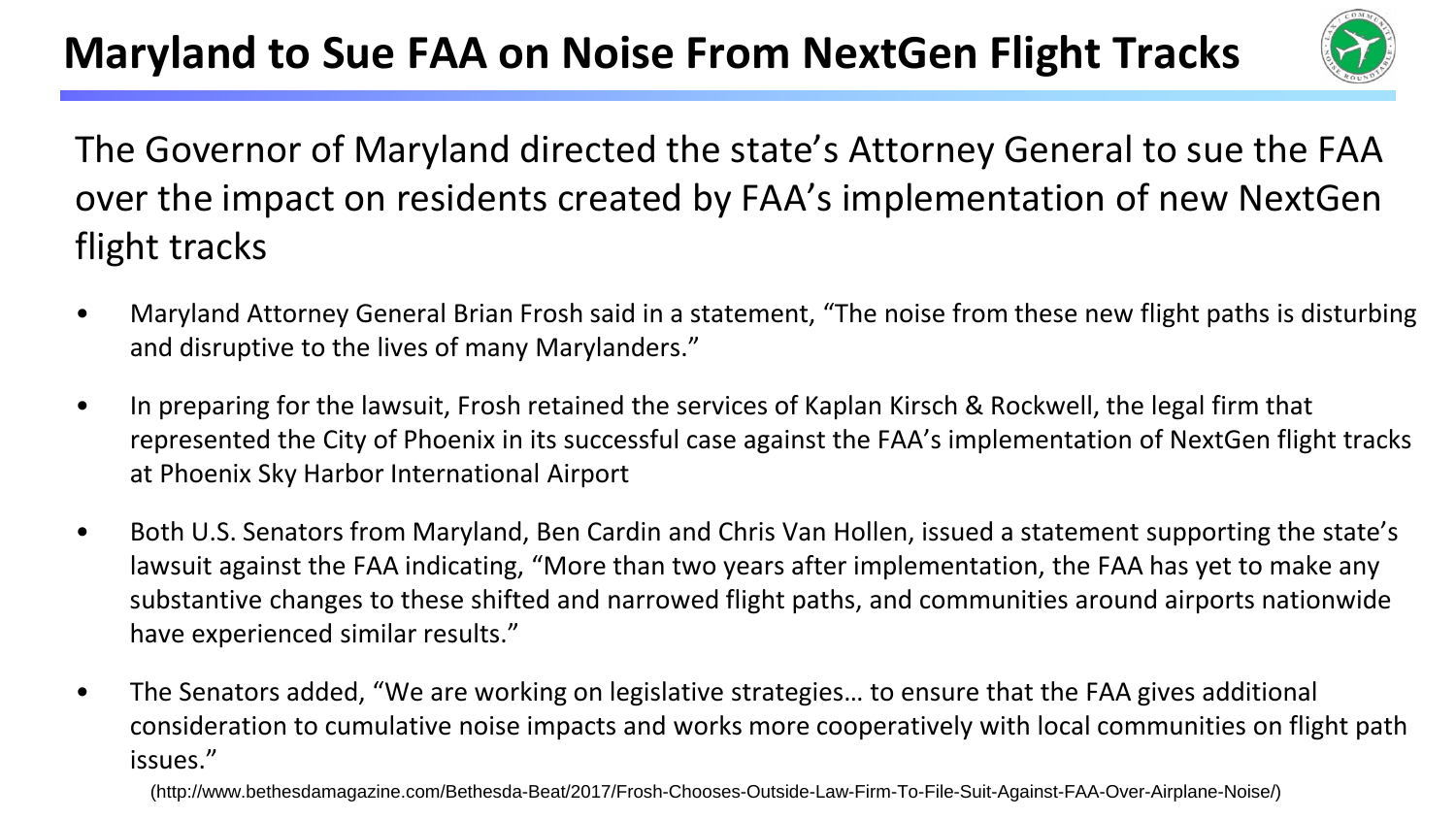# Maryland to Sue FAA on Noise From NextGen Flight Tracks

The Governor of Maryland directed the state's Attorney General to sue the FAA over the impact on residents created by FAA's implementation of new NextGen flight tracks

- Maryland Attorney General Brian Frosh said in a statement, "The noise from these new flight paths is disturbing and disruptive to the lives of many Marylanders."
- In preparing for the lawsuit, Frosh retained the services of Kaplan Kirsch & Rockwell, the legal firm that represented the City of Phoenix in its successful case against the FAA's implementation of NextGen flight tracks at Phoenix Sky Harbor International Airport
- Both U.S. Senators from Maryland, Ben Cardin and Chris Van Hollen, issued a statement supporting the state's lawsuit against the FAA indicating, "More than two years after implementation, the FAA has yet to make any substantive changes to these shifted and narrowed flight paths, and communities around airports nationwide have experienced similar results."
- The Senators added, "We are working on legislative strategies… to ensure that the FAA gives additional consideration to cumulative noise impacts and works more cooperatively with local communities on flight path issues."

(http://www.bethesdamagazine.com/Bethesda-Beat/2017/Frosh-Chooses-Outside-Law-Firm-To-File-Suit-Against-FAA-Over-Airplane-Noise/)